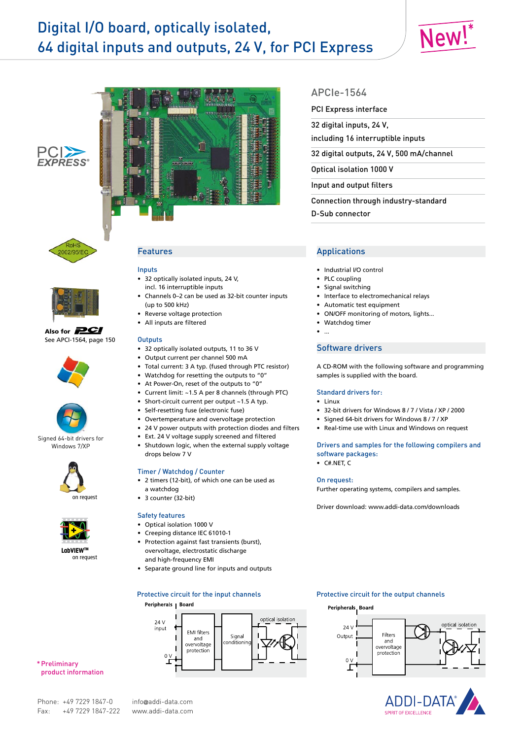# Digital I/O board, optically isolated, 64 digital inputs and outputs, 24 V, for PCI Express

New!*

## APCIe-1564

- PCI Express interface
- 32 digital inputs, 24 V, including 16 interruptible inputs
- 32 digital outputs, 24 V, 500 mA/channel
- Optical isolation 1000 V
- Input and output filters
- Connection through industry-standard D-Sub connector

RoHS 2002/95/EC

Also for PCI
See APCI-1564, page 150

Signed 64-bit drivers for Windows 7/XP

on request

LabVIEW™
on request

## Features

### Inputs

- 32 optically isolated inputs, 24 V, incl. 16 interruptible inputs
- Channels 0–2 can be used as 32-bit counter inputs (up to 500 kHz)
- Reverse voltage protection
- All inputs are filtered

### Outputs

- 32 optically isolated outputs, 11 to 36 V
- Output current per channel 500 mA
- Total current: 3 A typ. (fused through PTC resistor)
- Watchdog for resetting the outputs to "0"
- At Power-On, reset of the outputs to "0"
- Current limit: ~1.5 A per 8 channels (through PTC)
- Short-circuit current per output ~1.5 A typ.
- Self-resetting fuse (electronic fuse)
- Overtemperature and overvoltage protection
- 24 V power outputs with protection diodes and filters
- Ext. 24 V voltage supply screened and filtered
- Shutdown logic, when the external supply voltage drops below 7 V

### Timer / Watchdog / Counter

- 2 timers (12-bit), of which one can be used as a watchdog
- 3 counter (32-bit)

### Safety features

- Optical isolation 1000 V
- Creeping distance IEC 61010-1
- Protection against fast transients (burst), overvoltage, electrostatic discharge and high-frequency EMI
- Separate ground line for inputs and outputs

## Applications

- Industrial I/O control
- PLC coupling
- Signal switching
- Interface to electromechanical relays
- Automatic test equipment
- ON/OFF monitoring of motors, lights...
- Watchdog timer
- ...

## Software drivers

A CD-ROM with the following software and programming samples is supplied with the board.

### Standard drivers for:

- Linux
- 32-bit drivers for Windows 8 / 7 / Vista / XP / 2000
- Signed 64-bit drivers for Windows 8 / 7 / XP
- Real-time use with Linux and Windows on request

### Drivers and samples for the following compilers and software packages:

- C#.NET, C

### On request:

Further operating systems, compilers and samples.

Driver download: www.addi-data.com/downloads

## Protective circuit for the input channels

Peripherals | Board

24 V input — EMI filters and overvoltage protection — Signal conditioning — optical isolation — 0 V

## Protective circuit for the output channels

Peripherals | Board

24 V Output — Filters and overvoltage protection — optical isolation — 0 V

\* Preliminary product information

Phone: +49 7229 1847-0
Fax: +49 7229 1847-222

info@addi-data.com
www.addi-data.com

ADDI-DATA® SPIRIT OF EXCELLENCE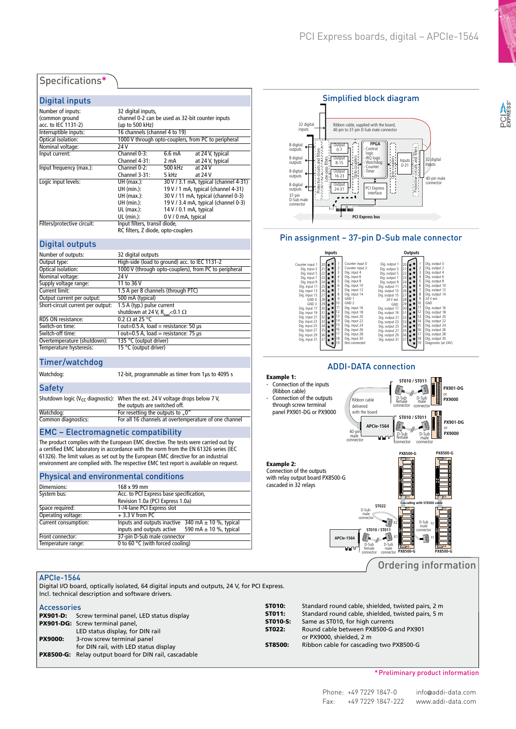# PCI Express boards, digital – APCIe-1564

## Specifications*

### Digital inputs

| | |
|---|---|
| Number of inputs: (common ground acc. to IEC 1131-2) | 32 digital inputs, channel 0-2 can be used as 32-bit counter inputs (up to 500 kHz) |
| Interruptible inputs: | 16 channels (channel 4 to 19) |
| Optical isolation: | 1000 V through opto-couplers, from PC to peripheral |
| Nominal voltage: | 24 V |
| Input current: | Channel 0-3: 6.6 mA at 24 V, typical<br>Channel 4-31: 2 mA at 24 V, typical |
| Input frequency (max.): | Channel 0-2: 500 kHz at 24 V<br>Channel 3-31: 5 kHz at 24 V |
| Logic input levels: | UH (max.): 30 V / 3.1 mA, typical (channel 4-31)<br>UH (min.): 19 V / 1 mA, typical (channel 4-31)<br>UH (max.): 30 V / 11 mA, typical (channel 0-3)<br>UH (min.): 19 V / 3.4 mA, typical (channel 0-3)<br>UL (max.): 14 V / 0.1 mA, typical<br>UL (min.): 0 V / 0 mA, typical |
| Filters/protective circuit: | Input filters, transil diode, RC filters, Z diode, opto-couplers |

### Digital outputs

| | |
|---|---|
| Number of outputs: | 32 digital outputs |
| Output type: | High-side (load to ground) acc. to IEC 1131-2 |
| Optical isolation: | 1000 V (through opto-couplers), from PC to peripheral |
| Nominal voltage: | 24 V |
| Supply voltage range: | 11 to 36 V |
| Current limit: | 1.5 A per 8 channels (through PTC) |
| Output current per output: | 500 mA (typical) |
| Short-circuit current per output: | 1.5 A (typ.) pulse current shutdown at 24 V, $R_{load}$<0.1 Ω |
| RDS ON resistance: | 0.2 Ω at 25 °C |
| Switch-on time: | I out=0.5 A, load = resistance: 50 µs |
| Switch-off time: | I out=0.5 A, load = resistance: 75 µs |
| Overtemperature (shutdown): | 135 °C (output driver) |
| Temperature hysteresis: | 15 °C (output driver) |

### Timer/watchdog

| | |
|---|---|
| Watchdog: | 12-bit, programmable as timer from 1µs to 4095 s |

### Safety

| | |
|---|---|
| Shutdown logic ($V_{CC}$ diagnostic): | When the ext. 24 V voltage drops below 7 V, the outputs are switched off. |
| Watchdog: | For resetting the outputs to „0" |
| Common diagnostics: | For all 16 channels at overtemperature of one channel |

### EMC – Electromagnetic compatibility

The product complies with the European EMC directive. The tests were carried out by a certified EMC laboratory in accordance with the norm from the EN 61326 series (IEC 61326). The limit values as set out by the European EMC directive for an industrial environment are complied with. The respective EMC test report is available on request.

### Physical and environmental conditions

| | |
|---|---|
| Dimensions: | 168 x 99 mm |
| System bus: | Acc. to PCI Express base specification, Revision 1.0a (PCI Express 1.0a) |
| Space required: | 1-/4-lane PCI Express slot |
| Operating voltage: | + 3.3 V from PC |
| Current consumption: | Inputs and outputs inactive 340 mA ± 10 %, typical<br>inputs and outputs active 590 mA ± 10 %, typical |
| Front connector: | 37-pin D-Sub male connector |
| Temperature range: | 0 to 60 °C (with forced cooling) |

## Simplified block diagram

32 digital inputs
Ribbon cable, supplied with the board, 40-pin to 37-pin D-Sub male connector
8 digital outputs
8 digital outputs
8 digital outputs
8 digital outputs
37-pin D-Sub male connector
Protective circuits and filters
Low-pass filters
Output 0-7
Output 8-15
Output 16-23
Output 24-31
Opto-couplers
FPGA
- Control logic
- IRQ logic
- Watchdog
- Counter
- Timer
PCI Express interface
Opto-couplers
Inputs 0-31
Protective circuits and filters
32 digital inputs
40-pin male connector
PCI Express bus

## Pin assignment – 37-pin D-Sub male connector

**Inputs**

| Pin | Signal | Pin | Signal |
|---|---|---|---|
| 20 | Counter input 1 | 1 | Counter input 0 |
| 21 | Dig. input 3 | 2 | Counter input 2 |
| 22 | Dig. input 5 | 3 | Dig. input 4 |
| 23 | Dig. input 7 | 4 | Dig. input 6 |
| 24 | Dig. input 9 | 5 | Dig. input 8 |
| 25 | Dig. input 11 | 6 | Dig. input 10 |
| 26 | Dig. input 13 | 7 | Dig. input 12 |
| 27 | Dig. input 15 | 8 | Dig. input 14 |
| 28 | GND 0 | 9 | GND 1 |
| 29 | GND 3 | 10 | GND 2 |
| 30 | Dig. input 17 | 11 | Dig. input 16 |
| 31 | Dig. input 19 | 12 | Dig. input 18 |
| 32 | Dig. input 21 | 13 | Dig. input 20 |
| 33 | Dig. input 23 | 14 | Dig. input 22 |
| 34 | Dig. input 25 | 15 | Dig. input 24 |
| 35 | Dig. input 27 | 16 | Dig. input 26 |
| 36 | Dig. input 29 | 17 | Dig. input 28 |
| 37 | Dig. input 31 | 18 | Dig. input 30 |
| | | 19 | Not connected |

**Outputs**

| Pin | Signal | Pin | Signal |
|---|---|---|---|
| 20 | Dig. output 1 | 1 | Dig. output 0 |
| 21 | Dig. output 3 | 2 | Dig. output 2 |
| 22 | Dig. output 5 | 3 | Dig. output 4 |
| 23 | Dig. output 7 | 4 | Dig. output 6 |
| 24 | Dig. output 9 | 5 | Dig. output 8 |
| 25 | Dig. output 11 | 6 | Dig. output 10 |
| 26 | Dig. output 13 | 7 | Dig. output 12 |
| 27 | Dig. output 15 | 8 | Dig. output 14 |
| 28 | 24 V ext. | 9 | 24 V ext. |
| 29 | GND | 10 | GND |
| 30 | Dig. output 17 | 11 | Dig. output 16 |
| 31 | Dig. output 19 | 12 | Dig. output 18 |
| 32 | Dig. output 21 | 13 | Dig. output 20 |
| 33 | Dig. output 23 | 14 | Dig. output 22 |
| 34 | Dig. output 25 | 15 | Dig. output 24 |
| 35 | Dig. output 27 | 16 | Dig. output 26 |
| 36 | Dig. output 29 | 17 | Dig. output 28 |
| 37 | Dig. output 31 | 18 | Dig. output 30 |
| | | 19 | Diagnostic (at 24V) |

## ADDI-DATA connection

**Example 1:**

- Connection of the inputs (Ribbon cable)
- Connection of the outputs through screw terminal panel PX901-DG or PX9000

Ribbon cable delivered with the board
APCIe-1564
40-pin male connector
ST010 / ST011
D-Sub female connector
D-Sub male connector
PX901-DG or PX9000

**Example 2:**

Connection of the outputs with relay output board PX8500-G cascaded in 32 relays

PX8500-G
Cascading with ST8500 cable
ST022
D-Sub male connector
APCIe-1564
ST010 / ST011
D-Sub female connector
D-Sub male connector
X1 X2 X3 X4

## Ordering information

### APCIe-1564

Digital I/O board, optically isolated, 64 digital inputs and outputs, 24 V, for PCI Express.
Incl. technical description and software drivers.

### Accessories

**PX901-D:** Screw terminal panel, LED status display
**PX901-DG:** Screw terminal panel, LED status display, for DIN rail
**PX9000:** 3-row screw terminal panel for DIN rail, with LED status display
**PX8500-G:** Relay output board for DIN rail, cascadable

**ST010:** Standard round cable, shielded, twisted pairs, 2 m
**ST011:** Standard round cable, shielded, twisted pairs, 5 m
**ST010-S:** Same as ST010, for high currents
**ST022:** Round cable between PX8500-G and PX901 or PX9000, shielded, 2 m
**ST8500:** Ribbon cable for cascading two PX8500-G

*Preliminary product information

Phone: +49 7229 1847-0
Fax: +49 7229 1847-222
info@addi-data.com
www.addi-data.com